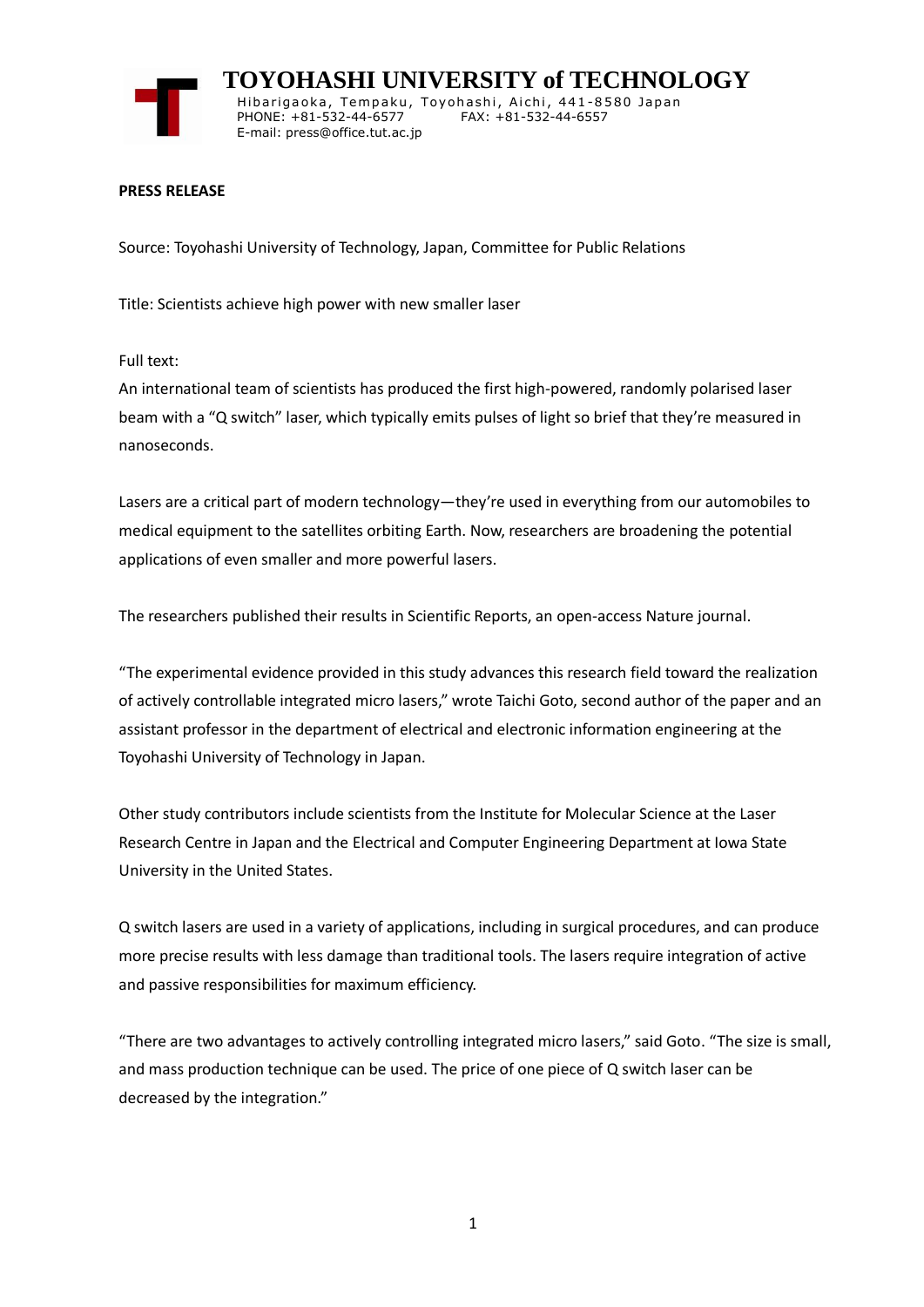# TOYOHASHI UNIVERSITY of TECHNOLOGY

Hibarigaoka, Tempaku, Toyohashi, Aichi, 441-8580 Japan
PHONE: +81-532-44-6577 FAX: +81-532-44-6557
E-mail: press@office.tut.ac.jp

**PRESS RELEASE**

Source: Toyohashi University of Technology, Japan, Committee for Public Relations

Title: Scientists achieve high power with new smaller laser

Full text:

An international team of scientists has produced the first high-powered, randomly polarised laser beam with a "Q switch" laser, which typically emits pulses of light so brief that they're measured in nanoseconds.

Lasers are a critical part of modern technology—they're used in everything from our automobiles to medical equipment to the satellites orbiting Earth. Now, researchers are broadening the potential applications of even smaller and more powerful lasers.

The researchers published their results in Scientific Reports, an open-access Nature journal.

"The experimental evidence provided in this study advances this research field toward the realization of actively controllable integrated micro lasers," wrote Taichi Goto, second author of the paper and an assistant professor in the department of electrical and electronic information engineering at the Toyohashi University of Technology in Japan.

Other study contributors include scientists from the Institute for Molecular Science at the Laser Research Centre in Japan and the Electrical and Computer Engineering Department at Iowa State University in the United States.

Q switch lasers are used in a variety of applications, including in surgical procedures, and can produce more precise results with less damage than traditional tools. The lasers require integration of active and passive responsibilities for maximum efficiency.

"There are two advantages to actively controlling integrated micro lasers," said Goto. "The size is small, and mass production technique can be used. The price of one piece of Q switch laser can be decreased by the integration."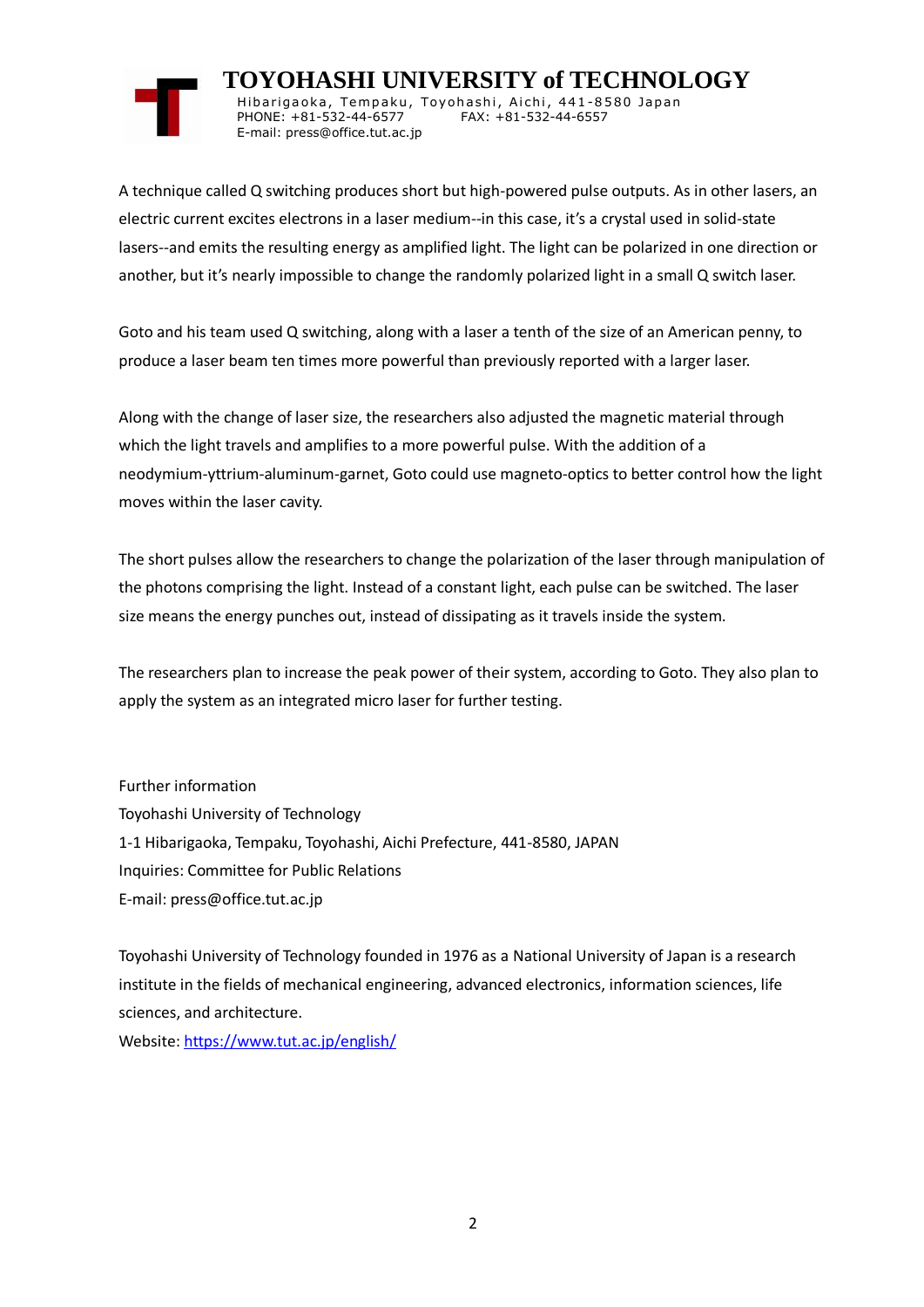A technique called Q switching produces short but high-powered pulse outputs. As in other lasers, an electric current excites electrons in a laser medium--in this case, it's a crystal used in solid-state lasers--and emits the resulting energy as amplified light. The light can be polarized in one direction or another, but it's nearly impossible to change the randomly polarized light in a small Q switch laser.

Goto and his team used Q switching, along with a laser a tenth of the size of an American penny, to produce a laser beam ten times more powerful than previously reported with a larger laser.

Along with the change of laser size, the researchers also adjusted the magnetic material through which the light travels and amplifies to a more powerful pulse. With the addition of a neodymium-yttrium-aluminum-garnet, Goto could use magneto-optics to better control how the light moves within the laser cavity.

The short pulses allow the researchers to change the polarization of the laser through manipulation of the photons comprising the light. Instead of a constant light, each pulse can be switched. The laser size means the energy punches out, instead of dissipating as it travels inside the system.

The researchers plan to increase the peak power of their system, according to Goto. They also plan to apply the system as an integrated micro laser for further testing.

Further information
Toyohashi University of Technology
1-1 Hibarigaoka, Tempaku, Toyohashi, Aichi Prefecture, 441-8580, JAPAN
Inquiries: Committee for Public Relations
E-mail: press@office.tut.ac.jp

Toyohashi University of Technology founded in 1976 as a National University of Japan is a research institute in the fields of mechanical engineering, advanced electronics, information sciences, life sciences, and architecture.
Website: [https://www.tut.ac.jp/english/](https://www.tut.ac.jp/english/)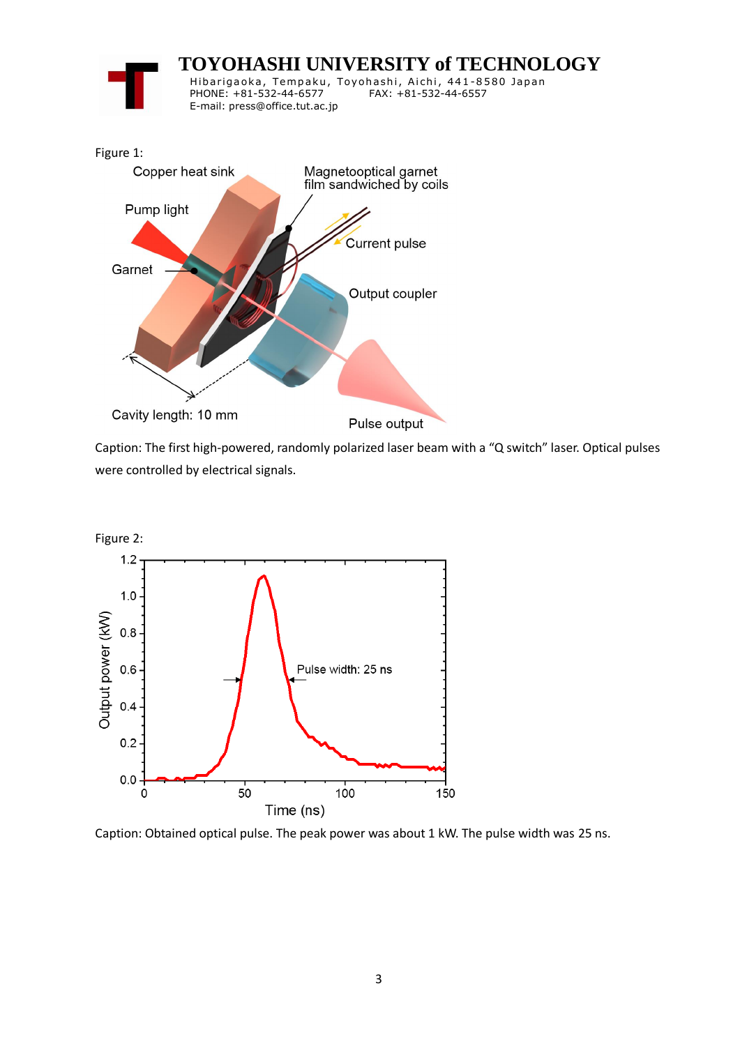Figure 1:

Caption: The first high-powered, randomly polarized laser beam with a "Q switch" laser. Optical pulses were controlled by electrical signals.

Figure 2:

Caption: Obtained optical pulse. The peak power was about 1 kW. The pulse width was 25 ns.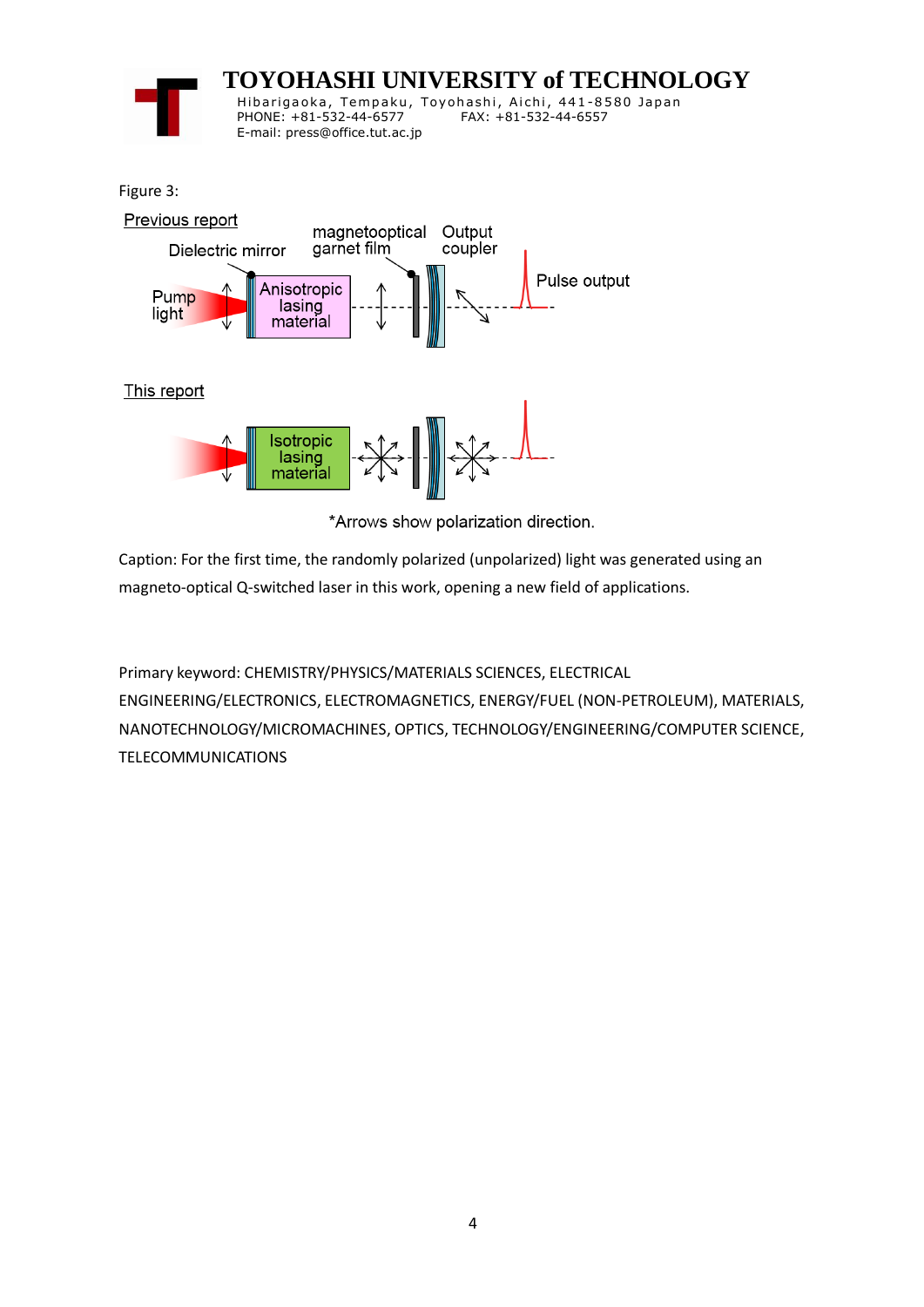Figure 3:

Previous report

Dielectric mirror

magnetooptical garnet film

Output coupler

Pump light

Anisotropic lasing material

Pulse output

This report

Isotropic lasing material

*Arrows show polarization direction.

Caption: For the first time, the randomly polarized (unpolarized) light was generated using an magneto-optical Q-switched laser in this work, opening a new field of applications.

Primary keyword: CHEMISTRY/PHYSICS/MATERIALS SCIENCES, ELECTRICAL ENGINEERING/ELECTRONICS, ELECTROMAGNETICS, ENERGY/FUEL (NON-PETROLEUM), MATERIALS, NANOTECHNOLOGY/MICROMACHINES, OPTICS, TECHNOLOGY/ENGINEERING/COMPUTER SCIENCE, TELECOMMUNICATIONS